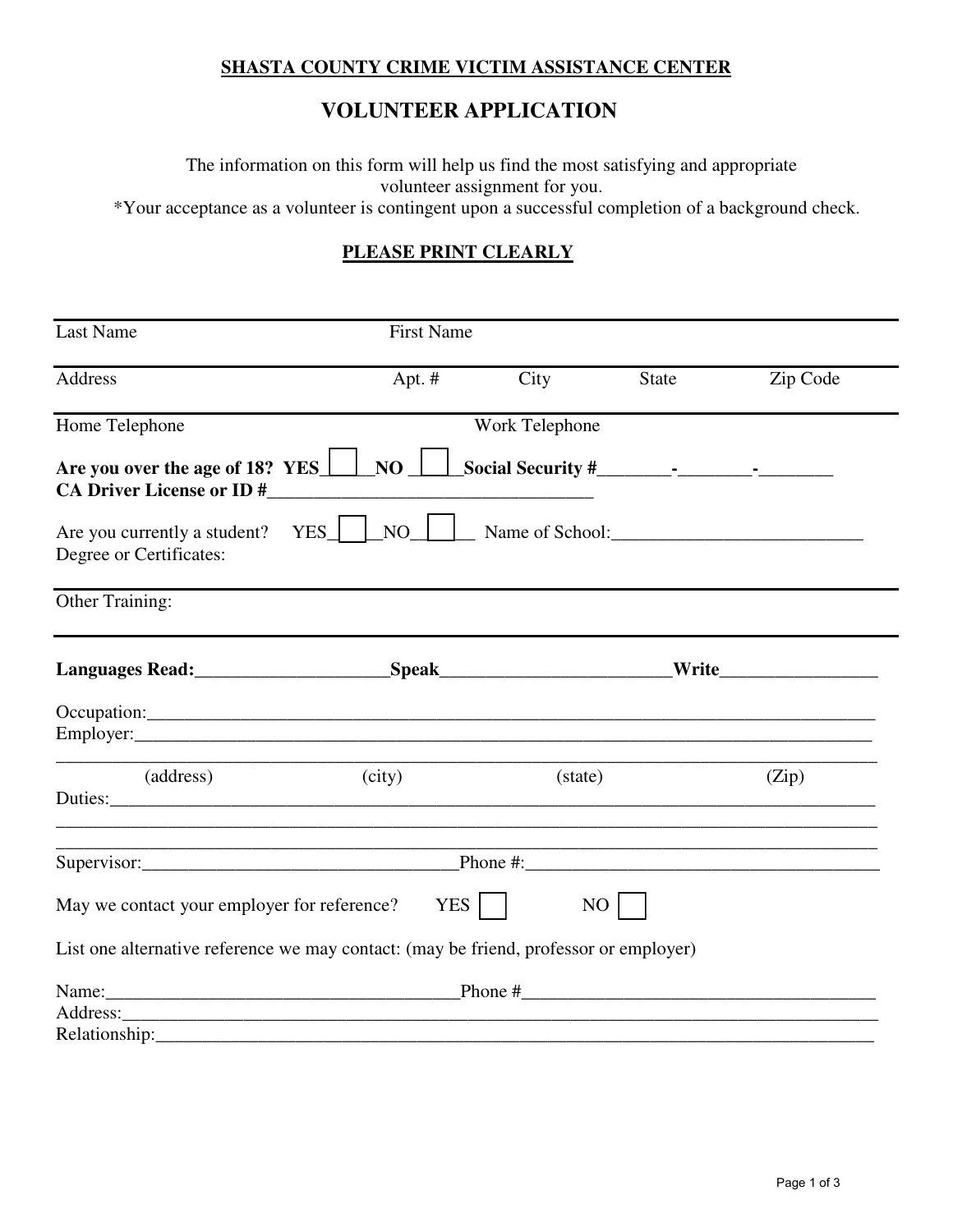**SHASTA COUNTY CRIME VICTIM ASSISTANCE CENTER**

# VOLUNTEER APPLICATION

The information on this form will help us find the most satisfying and appropriate volunteer assignment for you.
*Your acceptance as a volunteer is contingent upon a successful completion of a background check.

**PLEASE PRINT CLEARLY**

---

Last Name                    First Name

---

Address                    Apt. #                    City                    State                    Zip Code

---

Home Telephone                    Work Telephone

**Are you over the age of 18? YES___☐___NO ___☐___Social Security #________-________-________**
**CA Driver License or ID #__________________________________**

Are you currently a student? YES_☐_NO_☐__ Name of School:__________________________
Degree or Certificates:

---

Other Training:

---

**Languages Read:____________________Speak________________________Write________________**

Occupation:____________________________________________________________________________
Employer:______________________________________________________________________________
_______________________________________________________________________________________
(address)                    (city)                    (state)                    (Zip)
Duties:_________________________________________________________________________________
_______________________________________________________________________________________
_______________________________________________________________________________________
Supervisor:_________________________________Phone #:______________________________________

May we contact your employer for reference? YES ☐ NO ☐

List one alternative reference we may contact: (may be friend, professor or employer)

Name:_____________________________________Phone #_______________________________________
Address:________________________________________________________________________________
Relationship:____________________________________________________________________________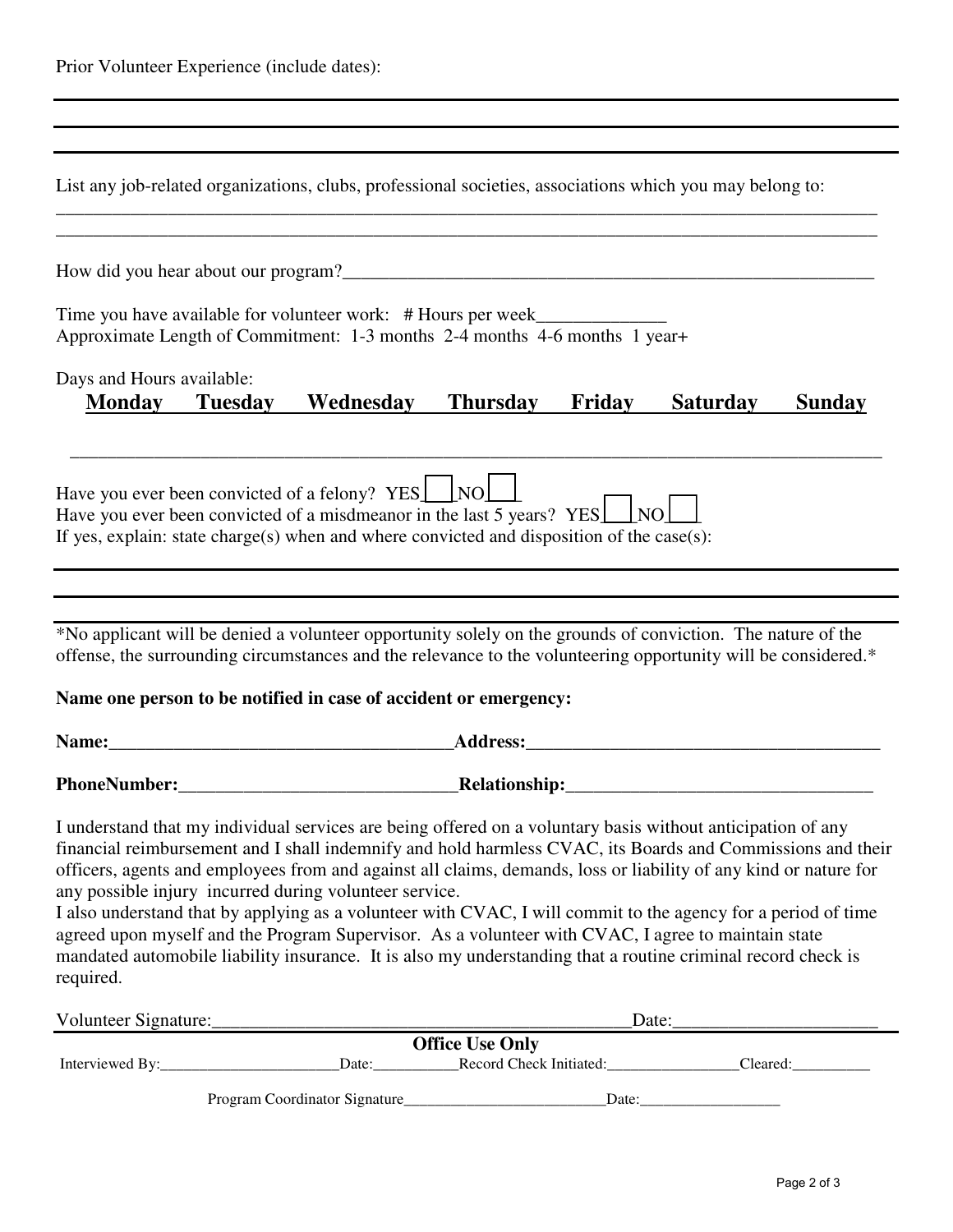Prior Volunteer Experience (include dates):

---

---

---

List any job-related organizations, clubs, professional societies, associations which you may belong to:

\_\_\_\_\_\_\_\_\_\_\_\_\_\_\_\_\_\_\_\_\_\_\_\_\_\_\_\_\_\_\_\_\_\_\_\_\_\_\_\_\_\_\_\_\_\_\_\_\_\_\_\_\_\_\_\_\_\_\_\_\_\_\_\_\_\_\_\_\_\_\_\_\_\_\_\_

\_\_\_\_\_\_\_\_\_\_\_\_\_\_\_\_\_\_\_\_\_\_\_\_\_\_\_\_\_\_\_\_\_\_\_\_\_\_\_\_\_\_\_\_\_\_\_\_\_\_\_\_\_\_\_\_\_\_\_\_\_\_\_\_\_\_\_\_\_\_\_\_\_\_\_\_

How did you hear about our program?\_\_\_\_\_\_\_\_\_\_\_\_\_\_\_\_\_\_\_\_\_\_\_\_\_\_\_\_\_\_\_\_\_\_\_\_\_\_\_\_\_\_\_\_\_\_\_\_

Time you have available for volunteer work: # Hours per week\_\_\_\_\_\_\_\_\_\_\_\_\_\_
Approximate Length of Commitment: 1-3 months 2-4 months 4-6 months 1 year+

Days and Hours available:

| **Monday** | **Tuesday** | **Wednesday** | **Thursday** | **Friday** | **Saturday** | **Sunday** |
|---|---|---|---|---|---|---|
| | | | | | | |

Have you ever been convicted of a felony? YES☐ NO☐
Have you ever been convicted of a misdmeanor in the last 5 years? YES☐ NO☐
If yes, explain: state charge(s) when and where convicted and disposition of the case(s):

---

---

---

*No applicant will be denied a volunteer opportunity solely on the grounds of conviction. The nature of the offense, the surrounding circumstances and the relevance to the volunteering opportunity will be considered.*

**Name one person to be notified in case of accident or emergency:**

**Name:**\_\_\_\_\_\_\_\_\_\_\_\_\_\_\_\_\_\_\_\_\_\_\_\_\_\_\_\_\_\_\_\_\_\_\_\_\_\_**Address:**\_\_\_\_\_\_\_\_\_\_\_\_\_\_\_\_\_\_\_\_\_\_\_\_\_\_\_\_\_\_\_\_\_\_\_\_\_\_

**PhoneNumber:**\_\_\_\_\_\_\_\_\_\_\_\_\_\_\_\_\_\_\_\_\_\_\_\_\_\_\_\_\_\_**Relationship:**\_\_\_\_\_\_\_\_\_\_\_\_\_\_\_\_\_\_\_\_\_\_\_\_\_\_\_\_\_\_\_\_\_\_

I understand that my individual services are being offered on a voluntary basis without anticipation of any financial reimbursement and I shall indemnify and hold harmless CVAC, its Boards and Commissions and their officers, agents and employees from and against all claims, demands, loss or liability of any kind or nature for any possible injury incurred during volunteer service.
I also understand that by applying as a volunteer with CVAC, I will commit to the agency for a period of time agreed upon myself and the Program Supervisor. As a volunteer with CVAC, I agree to maintain state mandated automobile liability insurance. It is also my understanding that a routine criminal record check is required.

Volunteer Signature:\_\_\_\_\_\_\_\_\_\_\_\_\_\_\_\_\_\_\_\_\_\_\_\_\_\_\_\_\_\_\_\_\_\_\_\_\_\_\_\_\_\_\_\_\_\_Date:\_\_\_\_\_\_\_\_\_\_\_\_\_\_\_\_\_\_\_\_\_\_

**Office Use Only**

Interviewed By:\_\_\_\_\_\_\_\_\_\_\_\_\_\_\_\_\_\_\_\_\_\_\_Date:\_\_\_\_\_\_\_\_\_\_\_Record Check Initiated:\_\_\_\_\_\_\_\_\_\_\_\_\_\_\_\_\_Cleared:\_\_\_\_\_\_\_\_\_\_

Program Coordinator Signature\_\_\_\_\_\_\_\_\_\_\_\_\_\_\_\_\_\_\_\_\_\_\_\_\_\_Date:\_\_\_\_\_\_\_\_\_\_\_\_\_\_\_\_\_\_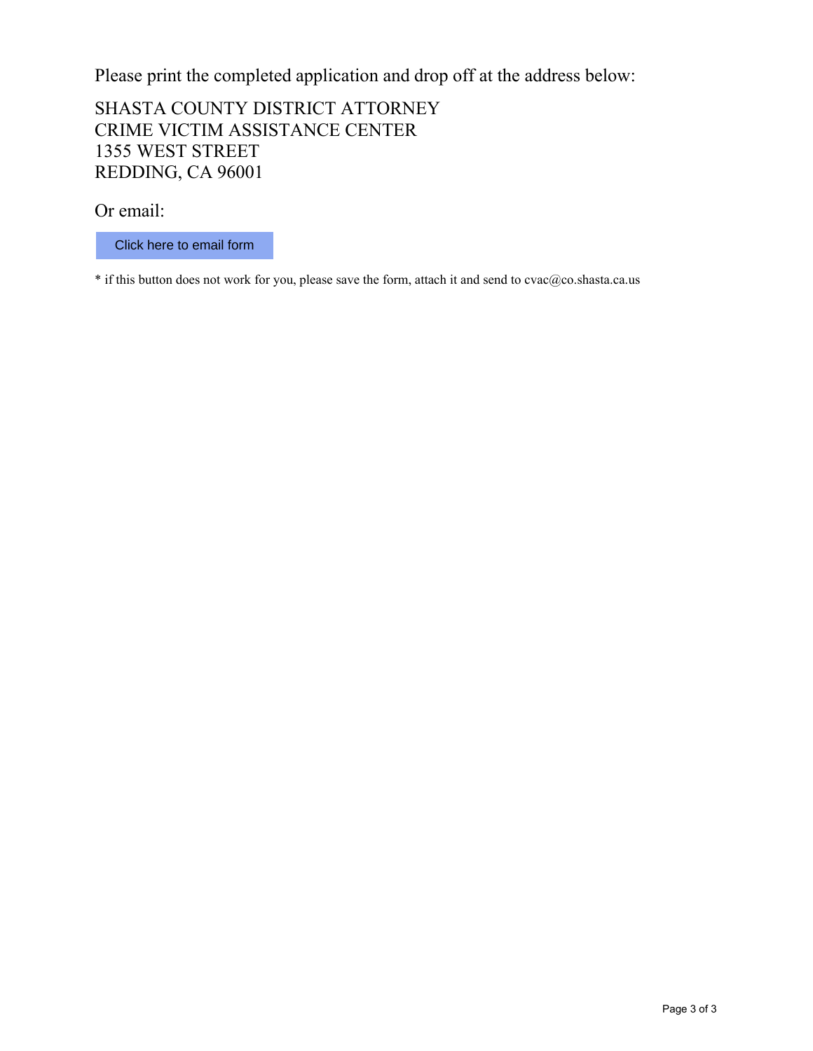Please print the completed application and drop off at the address below:

SHASTA COUNTY DISTRICT ATTORNEY
CRIME VICTIM ASSISTANCE CENTER
1355 WEST STREET
REDDING, CA 96001

Or email:

Click here to email form

* if this button does not work for you, please save the form, attach it and send to cvac@co.shasta.ca.us